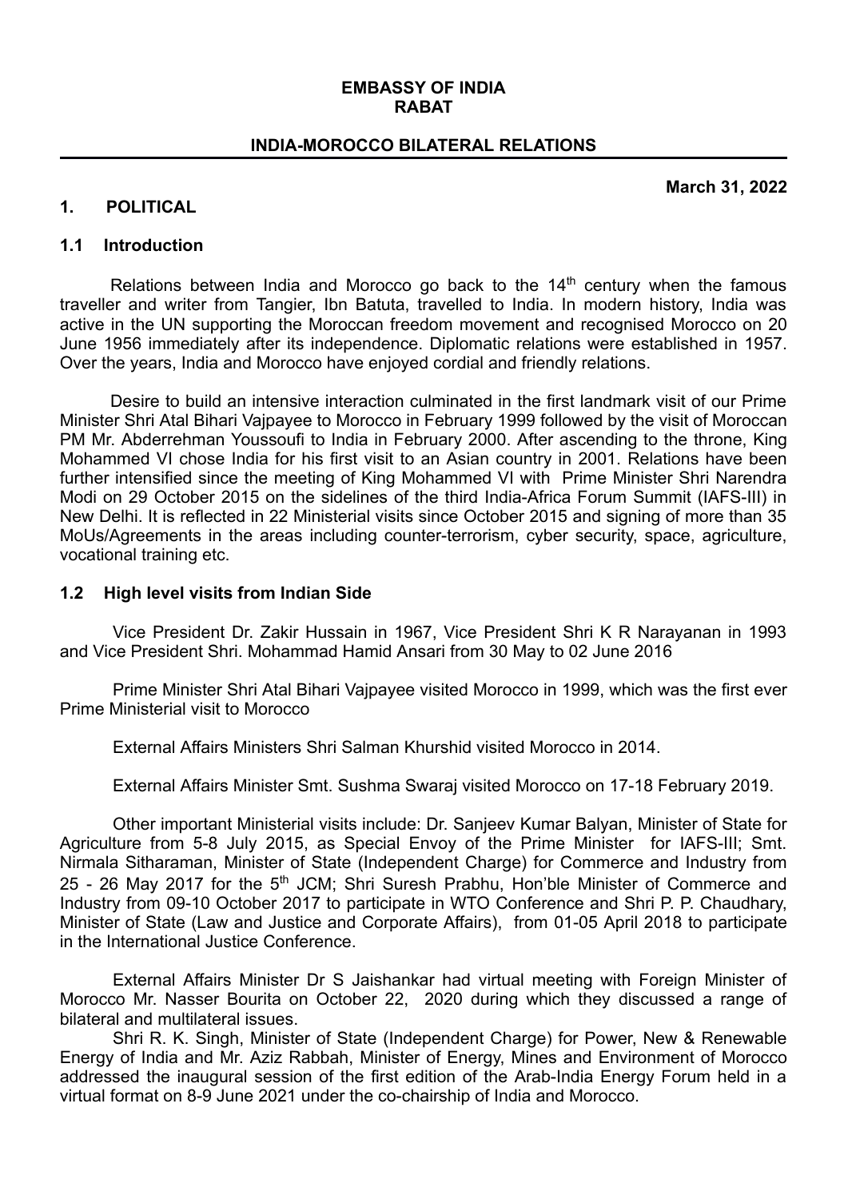**EMBASSY OF INDIA**
**RABAT**

**INDIA-MOROCCO BILATERAL RELATIONS**

**March 31, 2022**

## 1. POLITICAL

### 1.1 Introduction

Relations between India and Morocco go back to the 14th century when the famous traveller and writer from Tangier, Ibn Batuta, travelled to India. In modern history, India was active in the UN supporting the Moroccan freedom movement and recognised Morocco on 20 June 1956 immediately after its independence. Diplomatic relations were established in 1957. Over the years, India and Morocco have enjoyed cordial and friendly relations.

Desire to build an intensive interaction culminated in the first landmark visit of our Prime Minister Shri Atal Bihari Vajpayee to Morocco in February 1999 followed by the visit of Moroccan PM Mr. Abderrehman Youssoufi to India in February 2000. After ascending to the throne, King Mohammed VI chose India for his first visit to an Asian country in 2001. Relations have been further intensified since the meeting of King Mohammed VI with Prime Minister Shri Narendra Modi on 29 October 2015 on the sidelines of the third India-Africa Forum Summit (IAFS-III) in New Delhi. It is reflected in 22 Ministerial visits since October 2015 and signing of more than 35 MoUs/Agreements in the areas including counter-terrorism, cyber security, space, agriculture, vocational training etc.

### 1.2 High level visits from Indian Side

Vice President Dr. Zakir Hussain in 1967, Vice President Shri K R Narayanan in 1993 and Vice President Shri. Mohammad Hamid Ansari from 30 May to 02 June 2016

Prime Minister Shri Atal Bihari Vajpayee visited Morocco in 1999, which was the first ever Prime Ministerial visit to Morocco

External Affairs Ministers Shri Salman Khurshid visited Morocco in 2014.

External Affairs Minister Smt. Sushma Swaraj visited Morocco on 17-18 February 2019.

Other important Ministerial visits include: Dr. Sanjeev Kumar Balyan, Minister of State for Agriculture from 5-8 July 2015, as Special Envoy of the Prime Minister for IAFS-III; Smt. Nirmala Sitharaman, Minister of State (Independent Charge) for Commerce and Industry from 25 - 26 May 2017 for the 5th JCM; Shri Suresh Prabhu, Hon'ble Minister of Commerce and Industry from 09-10 October 2017 to participate in WTO Conference and Shri P. P. Chaudhary, Minister of State (Law and Justice and Corporate Affairs), from 01-05 April 2018 to participate in the International Justice Conference.

External Affairs Minister Dr S Jaishankar had virtual meeting with Foreign Minister of Morocco Mr. Nasser Bourita on October 22, 2020 during which they discussed a range of bilateral and multilateral issues.

Shri R. K. Singh, Minister of State (Independent Charge) for Power, New & Renewable Energy of India and Mr. Aziz Rabbah, Minister of Energy, Mines and Environment of Morocco addressed the inaugural session of the first edition of the Arab-India Energy Forum held in a virtual format on 8-9 June 2021 under the co-chairship of India and Morocco.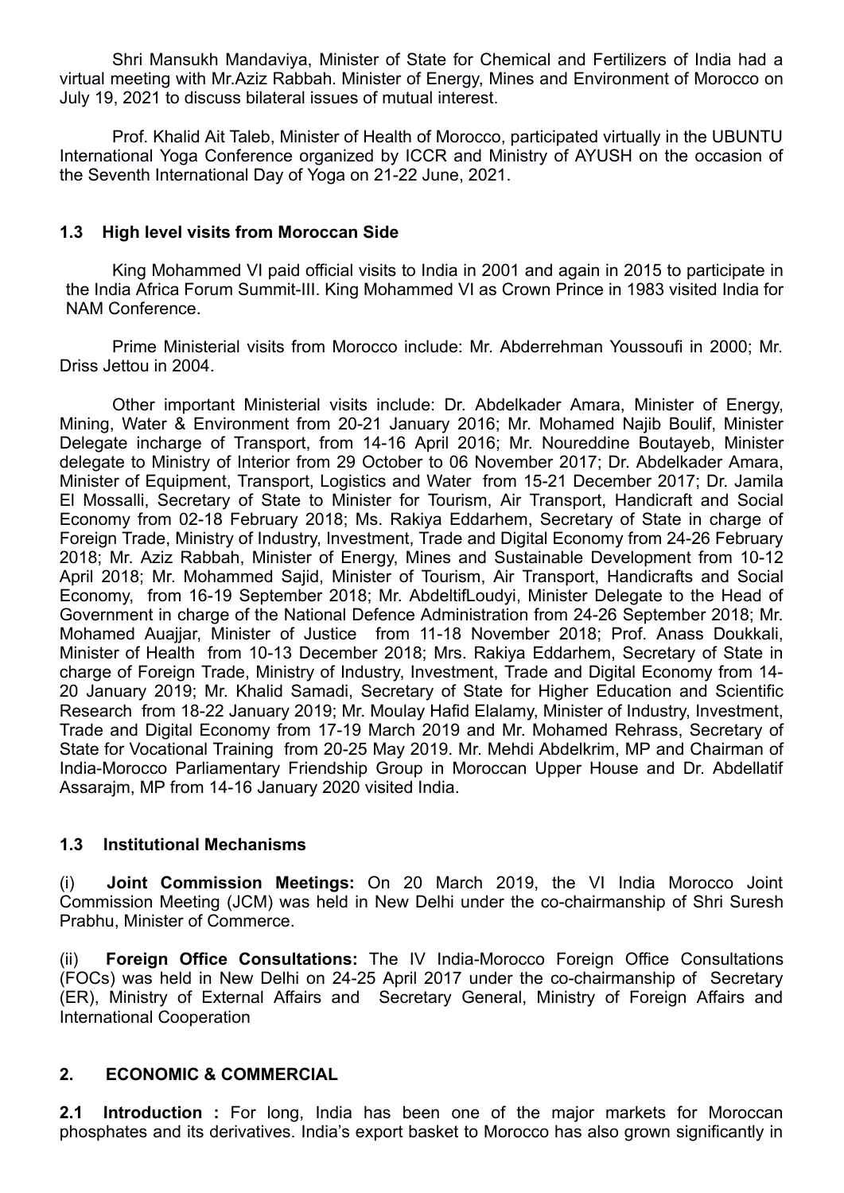Shri Mansukh Mandaviya, Minister of State for Chemical and Fertilizers of India had a virtual meeting with Mr.Aziz Rabbah. Minister of Energy, Mines and Environment of Morocco on July 19, 2021 to discuss bilateral issues of mutual interest.

Prof. Khalid Ait Taleb, Minister of Health of Morocco, participated virtually in the UBUNTU International Yoga Conference organized by ICCR and Ministry of AYUSH on the occasion of the Seventh International Day of Yoga on 21-22 June, 2021.

### 1.3 High level visits from Moroccan Side

King Mohammed VI paid official visits to India in 2001 and again in 2015 to participate in the India Africa Forum Summit-III. King Mohammed VI as Crown Prince in 1983 visited India for NAM Conference.

Prime Ministerial visits from Morocco include: Mr. Abderrehman Youssoufi in 2000; Mr. Driss Jettou in 2004.

Other important Ministerial visits include: Dr. Abdelkader Amara, Minister of Energy, Mining, Water & Environment from 20-21 January 2016; Mr. Mohamed Najib Boulif, Minister Delegate incharge of Transport, from 14-16 April 2016; Mr. Noureddine Boutayeb, Minister delegate to Ministry of Interior from 29 October to 06 November 2017; Dr. Abdelkader Amara, Minister of Equipment, Transport, Logistics and Water from 15-21 December 2017; Dr. Jamila El Mossalli, Secretary of State to Minister for Tourism, Air Transport, Handicraft and Social Economy from 02-18 February 2018; Ms. Rakiya Eddarhem, Secretary of State in charge of Foreign Trade, Ministry of Industry, Investment, Trade and Digital Economy from 24-26 February 2018; Mr. Aziz Rabbah, Minister of Energy, Mines and Sustainable Development from 10-12 April 2018; Mr. Mohammed Sajid, Minister of Tourism, Air Transport, Handicrafts and Social Economy, from 16-19 September 2018; Mr. AbdeltifLoudyi, Minister Delegate to the Head of Government in charge of the National Defence Administration from 24-26 September 2018; Mr. Mohamed Auajjar, Minister of Justice from 11-18 November 2018; Prof. Anass Doukkali, Minister of Health from 10-13 December 2018; Mrs. Rakiya Eddarhem, Secretary of State in charge of Foreign Trade, Ministry of Industry, Investment, Trade and Digital Economy from 14-20 January 2019; Mr. Khalid Samadi, Secretary of State for Higher Education and Scientific Research from 18-22 January 2019; Mr. Moulay Hafid Elalamy, Minister of Industry, Investment, Trade and Digital Economy from 17-19 March 2019 and Mr. Mohamed Rehrass, Secretary of State for Vocational Training from 20-25 May 2019. Mr. Mehdi Abdelkrim, MP and Chairman of India-Morocco Parliamentary Friendship Group in Moroccan Upper House and Dr. Abdellatif Assarajm, MP from 14-16 January 2020 visited India.

### 1.3 Institutional Mechanisms

(i) **Joint Commission Meetings:** On 20 March 2019, the VI India Morocco Joint Commission Meeting (JCM) was held in New Delhi under the co-chairmanship of Shri Suresh Prabhu, Minister of Commerce.

(ii) **Foreign Office Consultations:** The IV India-Morocco Foreign Office Consultations (FOCs) was held in New Delhi on 24-25 April 2017 under the co-chairmanship of Secretary (ER), Ministry of External Affairs and Secretary General, Ministry of Foreign Affairs and International Cooperation

## 2. ECONOMIC & COMMERCIAL

**2.1 Introduction :** For long, India has been one of the major markets for Moroccan phosphates and its derivatives. India's export basket to Morocco has also grown significantly in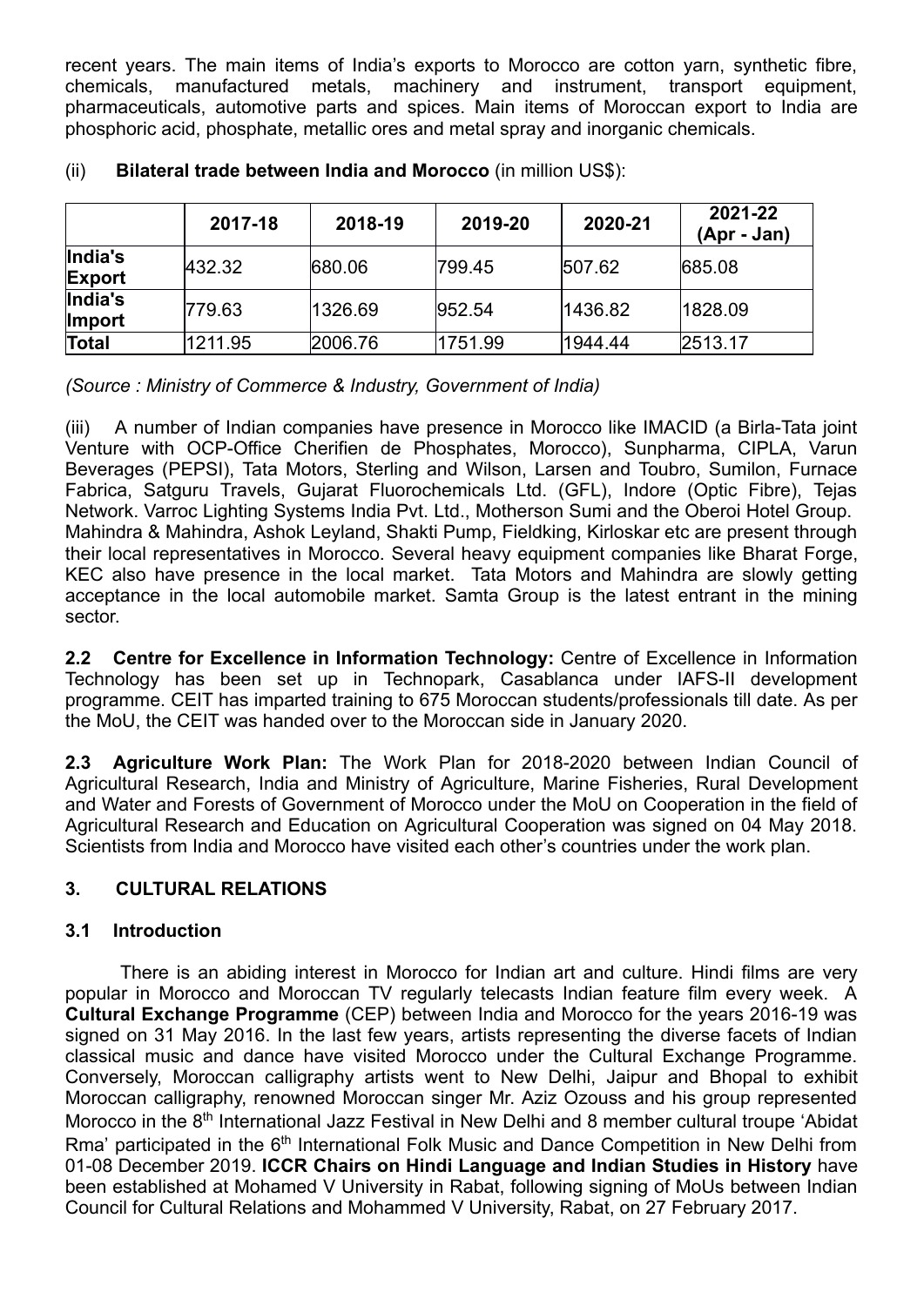recent years. The main items of India's exports to Morocco are cotton yarn, synthetic fibre, chemicals, manufactured metals, machinery and instrument, transport equipment, pharmaceuticals, automotive parts and spices. Main items of Moroccan export to India are phosphoric acid, phosphate, metallic ores and metal spray and inorganic chemicals.

(ii) **Bilateral trade between India and Morocco** (in million US$):

| | 2017-18 | 2018-19 | 2019-20 | 2020-21 | 2021-22 (Apr - Jan) |
|---|---|---|---|---|---|
| **India's Export** | 432.32 | 680.06 | 799.45 | 507.62 | 685.08 |
| **India's Import** | 779.63 | 1326.69 | 952.54 | 1436.82 | 1828.09 |
| **Total** | 1211.95 | 2006.76 | 1751.99 | 1944.44 | 2513.17 |

*(Source : Ministry of Commerce & Industry, Government of India)*

(iii) A number of Indian companies have presence in Morocco like IMACID (a Birla-Tata joint Venture with OCP-Office Cherifien de Phosphates, Morocco), Sunpharma, CIPLA, Varun Beverages (PEPSI), Tata Motors, Sterling and Wilson, Larsen and Toubro, Sumilon, Furnace Fabrica, Satguru Travels, Gujarat Fluorochemicals Ltd. (GFL), Indore (Optic Fibre), Tejas Network. Varroc Lighting Systems India Pvt. Ltd., Motherson Sumi and the Oberoi Hotel Group. Mahindra & Mahindra, Ashok Leyland, Shakti Pump, Fieldking, Kirloskar etc are present through their local representatives in Morocco. Several heavy equipment companies like Bharat Forge, KEC also have presence in the local market. Tata Motors and Mahindra are slowly getting acceptance in the local automobile market. Samta Group is the latest entrant in the mining sector.

**2.2 Centre for Excellence in Information Technology:** Centre of Excellence in Information Technology has been set up in Technopark, Casablanca under IAFS-II development programme. CEIT has imparted training to 675 Moroccan students/professionals till date. As per the MoU, the CEIT was handed over to the Moroccan side in January 2020.

**2.3 Agriculture Work Plan:** The Work Plan for 2018-2020 between Indian Council of Agricultural Research, India and Ministry of Agriculture, Marine Fisheries, Rural Development and Water and Forests of Government of Morocco under the MoU on Cooperation in the field of Agricultural Research and Education on Agricultural Cooperation was signed on 04 May 2018. Scientists from India and Morocco have visited each other's countries under the work plan.

## 3. CULTURAL RELATIONS

### 3.1 Introduction

There is an abiding interest in Morocco for Indian art and culture. Hindi films are very popular in Morocco and Moroccan TV regularly telecasts Indian feature film every week. A **Cultural Exchange Programme** (CEP) between India and Morocco for the years 2016-19 was signed on 31 May 2016. In the last few years, artists representing the diverse facets of Indian classical music and dance have visited Morocco under the Cultural Exchange Programme. Conversely, Moroccan calligraphy artists went to New Delhi, Jaipur and Bhopal to exhibit Moroccan calligraphy, renowned Moroccan singer Mr. Aziz Ozouss and his group represented Morocco in the 8th International Jazz Festival in New Delhi and 8 member cultural troupe 'Abidat Rma' participated in the 6th International Folk Music and Dance Competition in New Delhi from 01-08 December 2019. **ICCR Chairs on Hindi Language and Indian Studies in History** have been established at Mohamed V University in Rabat, following signing of MoUs between Indian Council for Cultural Relations and Mohammed V University, Rabat, on 27 February 2017.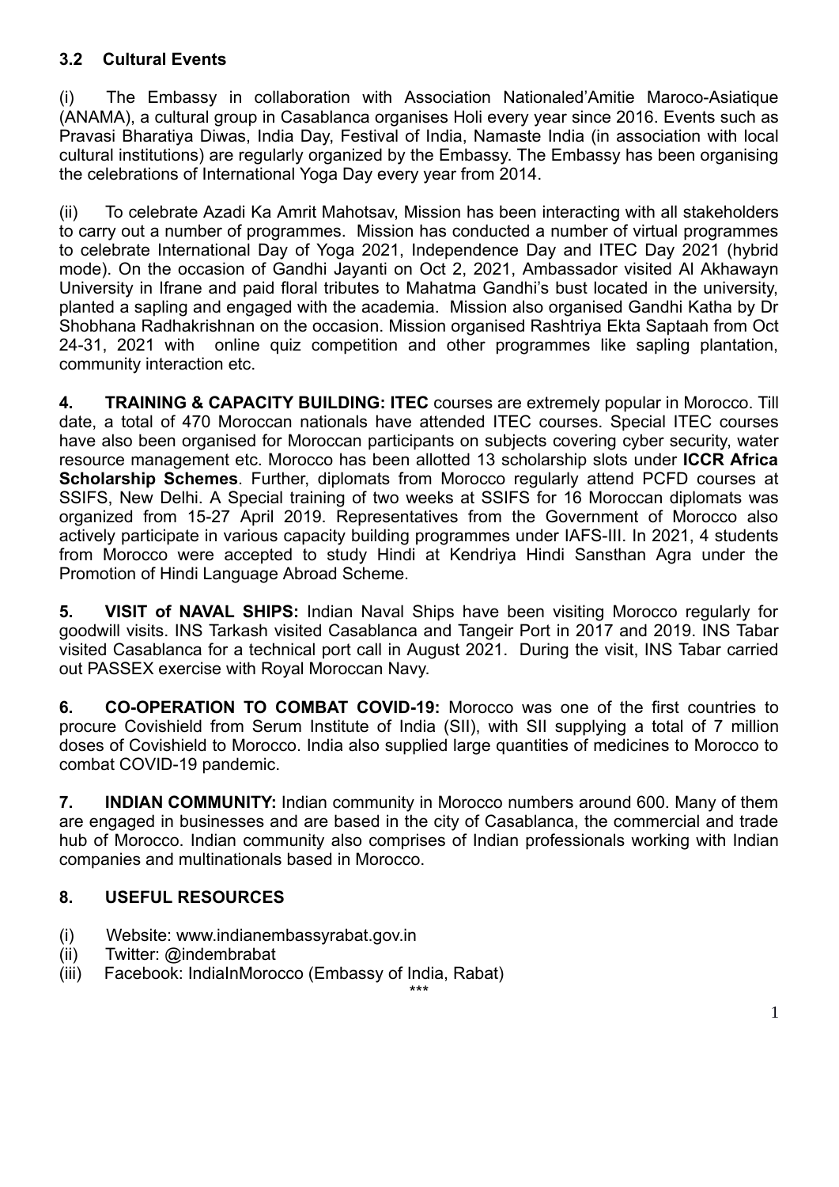### 3.2 Cultural Events

(i) The Embassy in collaboration with Association Nationaled'Amitie Maroco-Asiatique (ANAMA), a cultural group in Casablanca organises Holi every year since 2016. Events such as Pravasi Bharatiya Diwas, India Day, Festival of India, Namaste India (in association with local cultural institutions) are regularly organized by the Embassy. The Embassy has been organising the celebrations of International Yoga Day every year from 2014.

(ii) To celebrate Azadi Ka Amrit Mahotsav, Mission has been interacting with all stakeholders to carry out a number of programmes. Mission has conducted a number of virtual programmes to celebrate International Day of Yoga 2021, Independence Day and ITEC Day 2021 (hybrid mode). On the occasion of Gandhi Jayanti on Oct 2, 2021, Ambassador visited Al Akhawayn University in Ifrane and paid floral tributes to Mahatma Gandhi's bust located in the university, planted a sapling and engaged with the academia. Mission also organised Gandhi Katha by Dr Shobhana Radhakrishnan on the occasion. Mission organised Rashtriya Ekta Saptaah from Oct 24-31, 2021 with online quiz competition and other programmes like sapling plantation, community interaction etc.

**4. TRAINING & CAPACITY BUILDING: ITEC** courses are extremely popular in Morocco. Till date, a total of 470 Moroccan nationals have attended ITEC courses. Special ITEC courses have also been organised for Moroccan participants on subjects covering cyber security, water resource management etc. Morocco has been allotted 13 scholarship slots under **ICCR Africa Scholarship Schemes**. Further, diplomats from Morocco regularly attend PCFD courses at SSIFS, New Delhi. A Special training of two weeks at SSIFS for 16 Moroccan diplomats was organized from 15-27 April 2019. Representatives from the Government of Morocco also actively participate in various capacity building programmes under IAFS-III. In 2021, 4 students from Morocco were accepted to study Hindi at Kendriya Hindi Sansthan Agra under the Promotion of Hindi Language Abroad Scheme.

**5. VISIT of NAVAL SHIPS:** Indian Naval Ships have been visiting Morocco regularly for goodwill visits. INS Tarkash visited Casablanca and Tangeir Port in 2017 and 2019. INS Tabar visited Casablanca for a technical port call in August 2021. During the visit, INS Tabar carried out PASSEX exercise with Royal Moroccan Navy.

**6. CO-OPERATION TO COMBAT COVID-19:** Morocco was one of the first countries to procure Covishield from Serum Institute of India (SII), with SII supplying a total of 7 million doses of Covishield to Morocco. India also supplied large quantities of medicines to Morocco to combat COVID-19 pandemic.

**7. INDIAN COMMUNITY:** Indian community in Morocco numbers around 600. Many of them are engaged in businesses and are based in the city of Casablanca, the commercial and trade hub of Morocco. Indian community also comprises of Indian professionals working with Indian companies and multinationals based in Morocco.

## 8. USEFUL RESOURCES

(i) Website: www.indianembassyrabat.gov.in
(ii) Twitter: @indembrabat
(iii) Facebook: IndiaInMorocco (Embassy of India, Rabat)

\*\*\*